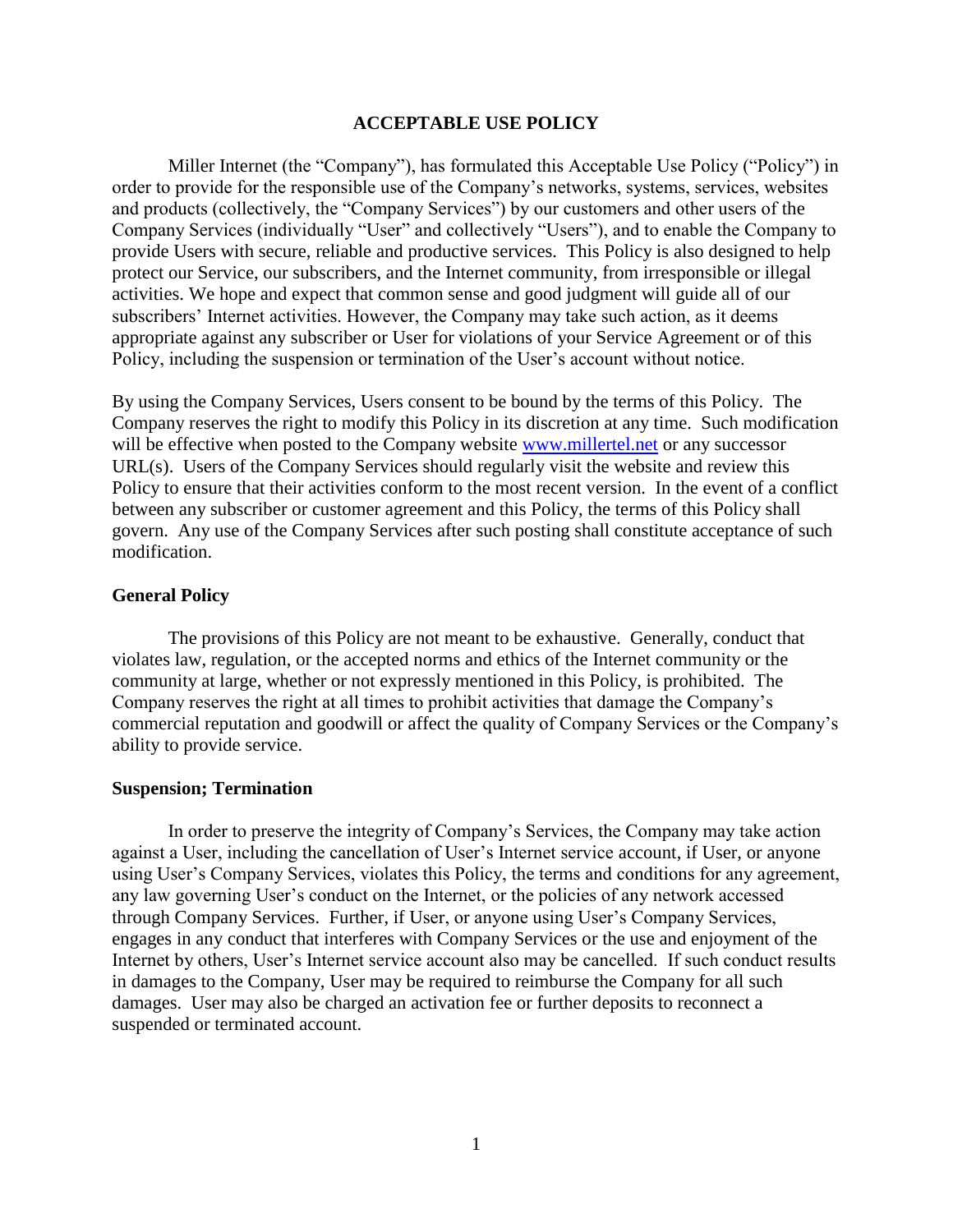# ACCEPTABLE USE POLICY

Miller Internet (the "Company"), has formulated this Acceptable Use Policy ("Policy") in order to provide for the responsible use of the Company's networks, systems, services, websites and products (collectively, the "Company Services") by our customers and other users of the Company Services (individually "User" and collectively "Users"), and to enable the Company to provide Users with secure, reliable and productive services. This Policy is also designed to help protect our Service, our subscribers, and the Internet community, from irresponsible or illegal activities. We hope and expect that common sense and good judgment will guide all of our subscribers' Internet activities. However, the Company may take such action, as it deems appropriate against any subscriber or User for violations of your Service Agreement or of this Policy, including the suspension or termination of the User's account without notice.

By using the Company Services, Users consent to be bound by the terms of this Policy. The Company reserves the right to modify this Policy in its discretion at any time. Such modification will be effective when posted to the Company website [www.millertel.net](http://www.millertel.net) or any successor URL(s). Users of the Company Services should regularly visit the website and review this Policy to ensure that their activities conform to the most recent version. In the event of a conflict between any subscriber or customer agreement and this Policy, the terms of this Policy shall govern. Any use of the Company Services after such posting shall constitute acceptance of such modification.

## General Policy

The provisions of this Policy are not meant to be exhaustive. Generally, conduct that violates law, regulation, or the accepted norms and ethics of the Internet community or the community at large, whether or not expressly mentioned in this Policy, is prohibited. The Company reserves the right at all times to prohibit activities that damage the Company's commercial reputation and goodwill or affect the quality of Company Services or the Company's ability to provide service.

## Suspension; Termination

In order to preserve the integrity of Company's Services, the Company may take action against a User, including the cancellation of User's Internet service account, if User, or anyone using User's Company Services, violates this Policy, the terms and conditions for any agreement, any law governing User's conduct on the Internet, or the policies of any network accessed through Company Services. Further, if User, or anyone using User's Company Services, engages in any conduct that interferes with Company Services or the use and enjoyment of the Internet by others, User's Internet service account also may be cancelled. If such conduct results in damages to the Company, User may be required to reimburse the Company for all such damages. User may also be charged an activation fee or further deposits to reconnect a suspended or terminated account.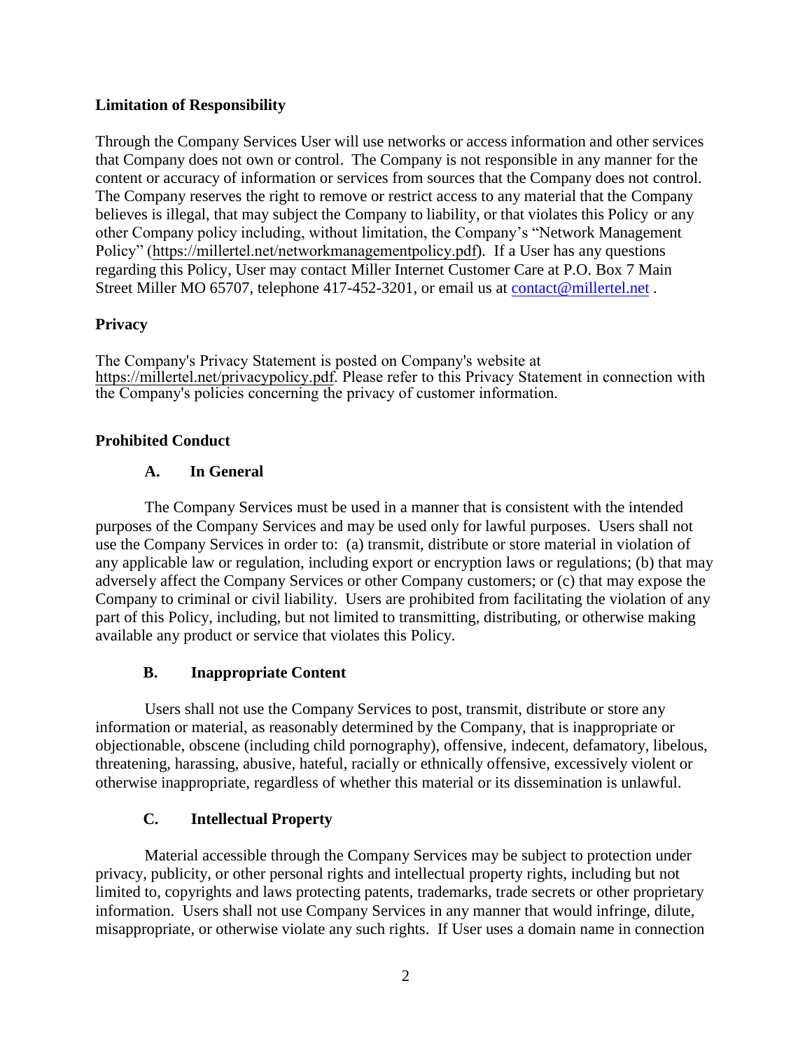**Limitation of Responsibility**

Through the Company Services User will use networks or access information and other services that Company does not own or control. The Company is not responsible in any manner for the content or accuracy of information or services from sources that the Company does not control. The Company reserves the right to remove or restrict access to any material that the Company believes is illegal, that may subject the Company to liability, or that violates this Policy or any other Company policy including, without limitation, the Company's "Network Management Policy" (https://millertel.net/networkmanagementpolicy.pdf). If a User has any questions regarding this Policy, User may contact Miller Internet Customer Care at P.O. Box 7 Main Street Miller MO 65707, telephone 417-452-3201, or email us at contact@millertel.net .

**Privacy**

The Company's Privacy Statement is posted on Company's website at https://millertel.net/privacypolicy.pdf. Please refer to this Privacy Statement in connection with the Company's policies concerning the privacy of customer information.

**Prohibited Conduct**

**A. In General**

The Company Services must be used in a manner that is consistent with the intended purposes of the Company Services and may be used only for lawful purposes. Users shall not use the Company Services in order to: (a) transmit, distribute or store material in violation of any applicable law or regulation, including export or encryption laws or regulations; (b) that may adversely affect the Company Services or other Company customers; or (c) that may expose the Company to criminal or civil liability. Users are prohibited from facilitating the violation of any part of this Policy, including, but not limited to transmitting, distributing, or otherwise making available any product or service that violates this Policy.

**B. Inappropriate Content**

Users shall not use the Company Services to post, transmit, distribute or store any information or material, as reasonably determined by the Company, that is inappropriate or objectionable, obscene (including child pornography), offensive, indecent, defamatory, libelous, threatening, harassing, abusive, hateful, racially or ethnically offensive, excessively violent or otherwise inappropriate, regardless of whether this material or its dissemination is unlawful.

**C. Intellectual Property**

Material accessible through the Company Services may be subject to protection under privacy, publicity, or other personal rights and intellectual property rights, including but not limited to, copyrights and laws protecting patents, trademarks, trade secrets or other proprietary information. Users shall not use Company Services in any manner that would infringe, dilute, misappropriate, or otherwise violate any such rights. If User uses a domain name in connection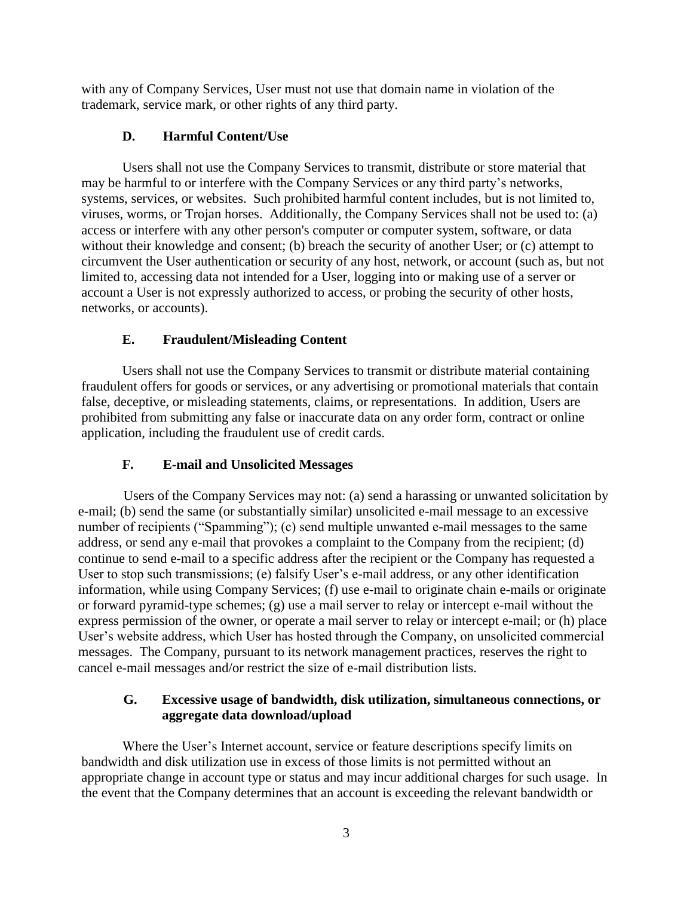with any of Company Services, User must not use that domain name in violation of the trademark, service mark, or other rights of any third party.

### D. Harmful Content/Use

Users shall not use the Company Services to transmit, distribute or store material that may be harmful to or interfere with the Company Services or any third party's networks, systems, services, or websites. Such prohibited harmful content includes, but is not limited to, viruses, worms, or Trojan horses. Additionally, the Company Services shall not be used to: (a) access or interfere with any other person's computer or computer system, software, or data without their knowledge and consent; (b) breach the security of another User; or (c) attempt to circumvent the User authentication or security of any host, network, or account (such as, but not limited to, accessing data not intended for a User, logging into or making use of a server or account a User is not expressly authorized to access, or probing the security of other hosts, networks, or accounts).

### E. Fraudulent/Misleading Content

Users shall not use the Company Services to transmit or distribute material containing fraudulent offers for goods or services, or any advertising or promotional materials that contain false, deceptive, or misleading statements, claims, or representations. In addition, Users are prohibited from submitting any false or inaccurate data on any order form, contract or online application, including the fraudulent use of credit cards.

### F. E-mail and Unsolicited Messages

Users of the Company Services may not: (a) send a harassing or unwanted solicitation by e-mail; (b) send the same (or substantially similar) unsolicited e-mail message to an excessive number of recipients ("Spamming"); (c) send multiple unwanted e-mail messages to the same address, or send any e-mail that provokes a complaint to the Company from the recipient; (d) continue to send e-mail to a specific address after the recipient or the Company has requested a User to stop such transmissions; (e) falsify User's e-mail address, or any other identification information, while using Company Services; (f) use e-mail to originate chain e-mails or originate or forward pyramid-type schemes; (g) use a mail server to relay or intercept e-mail without the express permission of the owner, or operate a mail server to relay or intercept e-mail; or (h) place User's website address, which User has hosted through the Company, on unsolicited commercial messages. The Company, pursuant to its network management practices, reserves the right to cancel e-mail messages and/or restrict the size of e-mail distribution lists.

### G. Excessive usage of bandwidth, disk utilization, simultaneous connections, or aggregate data download/upload

Where the User's Internet account, service or feature descriptions specify limits on bandwidth and disk utilization use in excess of those limits is not permitted without an appropriate change in account type or status and may incur additional charges for such usage. In the event that the Company determines that an account is exceeding the relevant bandwidth or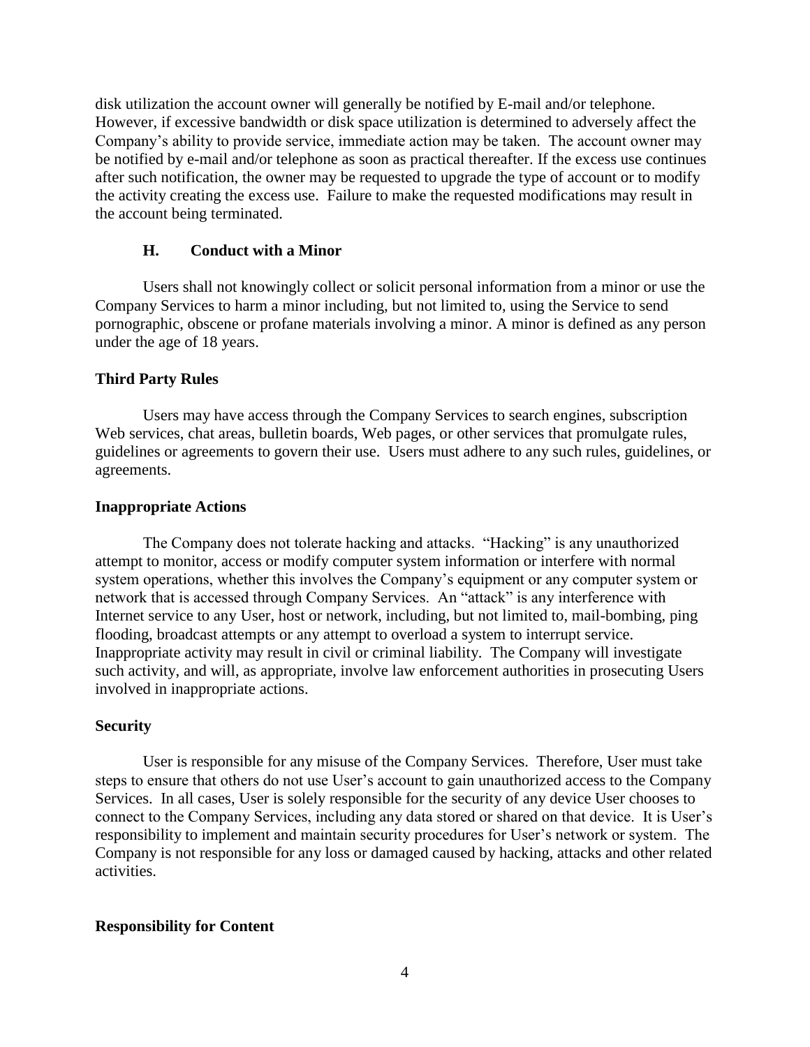disk utilization the account owner will generally be notified by E-mail and/or telephone. However, if excessive bandwidth or disk space utilization is determined to adversely affect the Company's ability to provide service, immediate action may be taken. The account owner may be notified by e-mail and/or telephone as soon as practical thereafter. If the excess use continues after such notification, the owner may be requested to upgrade the type of account or to modify the activity creating the excess use. Failure to make the requested modifications may result in the account being terminated.

### H. Conduct with a Minor

Users shall not knowingly collect or solicit personal information from a minor or use the Company Services to harm a minor including, but not limited to, using the Service to send pornographic, obscene or profane materials involving a minor. A minor is defined as any person under the age of 18 years.

## Third Party Rules

Users may have access through the Company Services to search engines, subscription Web services, chat areas, bulletin boards, Web pages, or other services that promulgate rules, guidelines or agreements to govern their use. Users must adhere to any such rules, guidelines, or agreements.

## Inappropriate Actions

The Company does not tolerate hacking and attacks. "Hacking" is any unauthorized attempt to monitor, access or modify computer system information or interfere with normal system operations, whether this involves the Company's equipment or any computer system or network that is accessed through Company Services. An "attack" is any interference with Internet service to any User, host or network, including, but not limited to, mail-bombing, ping flooding, broadcast attempts or any attempt to overload a system to interrupt service. Inappropriate activity may result in civil or criminal liability. The Company will investigate such activity, and will, as appropriate, involve law enforcement authorities in prosecuting Users involved in inappropriate actions.

## Security

User is responsible for any misuse of the Company Services. Therefore, User must take steps to ensure that others do not use User's account to gain unauthorized access to the Company Services. In all cases, User is solely responsible for the security of any device User chooses to connect to the Company Services, including any data stored or shared on that device. It is User's responsibility to implement and maintain security procedures for User's network or system. The Company is not responsible for any loss or damaged caused by hacking, attacks and other related activities.

## Responsibility for Content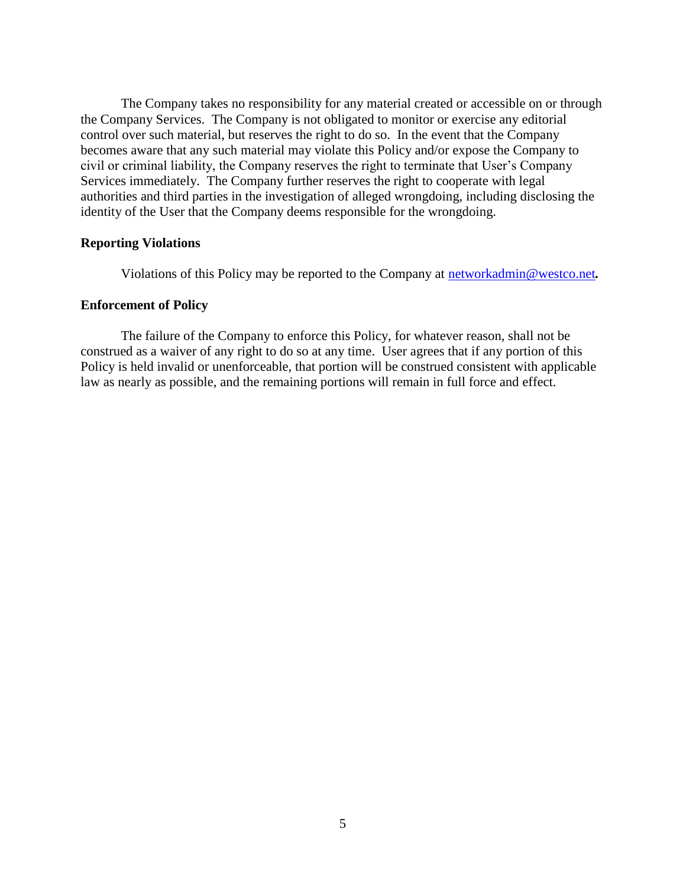The Company takes no responsibility for any material created or accessible on or through the Company Services. The Company is not obligated to monitor or exercise any editorial control over such material, but reserves the right to do so. In the event that the Company becomes aware that any such material may violate this Policy and/or expose the Company to civil or criminal liability, the Company reserves the right to terminate that User's Company Services immediately. The Company further reserves the right to cooperate with legal authorities and third parties in the investigation of alleged wrongdoing, including disclosing the identity of the User that the Company deems responsible for the wrongdoing.

**Reporting Violations**

Violations of this Policy may be reported to the Company at networkadmin@westco.net**.**

**Enforcement of Policy**

The failure of the Company to enforce this Policy, for whatever reason, shall not be construed as a waiver of any right to do so at any time. User agrees that if any portion of this Policy is held invalid or unenforceable, that portion will be construed consistent with applicable law as nearly as possible, and the remaining portions will remain in full force and effect.